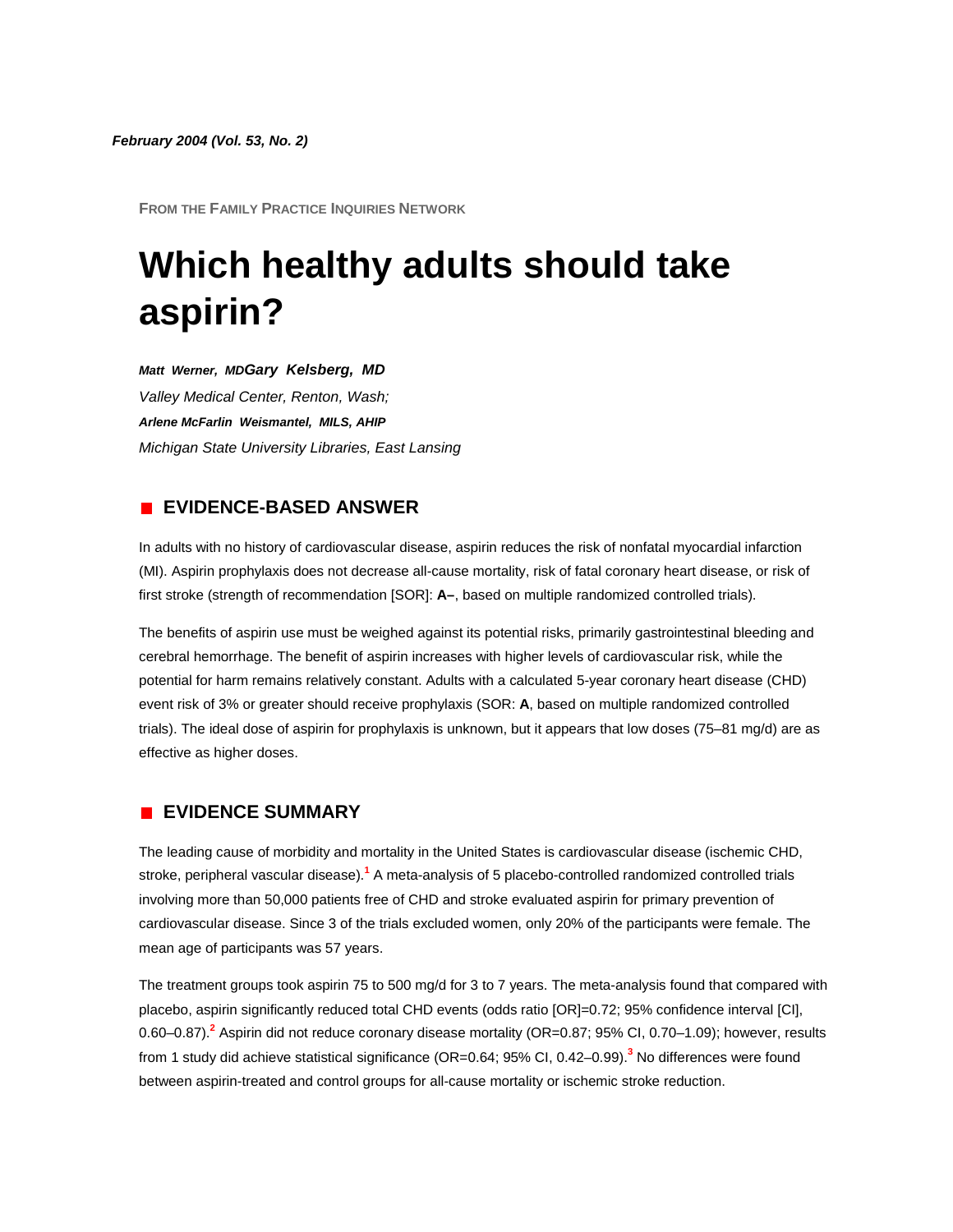*February 2004 (Vol. 53, No. 2)*

FROM THE FAMILY PRACTICE INQUIRIES NETWORK

# Which healthy adults should take aspirin?

***Matt Werner, MD*** ***Gary Kelsberg, MD***
*Valley Medical Center, Renton, Wash;*
***Arlene McFarlin Weismantel, MILS, AHIP***
*Michigan State University Libraries, East Lansing*

## EVIDENCE-BASED ANSWER

In adults with no history of cardiovascular disease, aspirin reduces the risk of nonfatal myocardial infarction (MI). Aspirin prophylaxis does not decrease all-cause mortality, risk of fatal coronary heart disease, or risk of first stroke (strength of recommendation [SOR]: **A–**, based on multiple randomized controlled trials).

The benefits of aspirin use must be weighed against its potential risks, primarily gastrointestinal bleeding and cerebral hemorrhage. The benefit of aspirin increases with higher levels of cardiovascular risk, while the potential for harm remains relatively constant. Adults with a calculated 5-year coronary heart disease (CHD) event risk of 3% or greater should receive prophylaxis (SOR: **A**, based on multiple randomized controlled trials). The ideal dose of aspirin for prophylaxis is unknown, but it appears that low doses (75–81 mg/d) are as effective as higher doses.

## EVIDENCE SUMMARY

The leading cause of morbidity and mortality in the United States is cardiovascular disease (ischemic CHD, stroke, peripheral vascular disease).[1] A meta-analysis of 5 placebo-controlled randomized controlled trials involving more than 50,000 patients free of CHD and stroke evaluated aspirin for primary prevention of cardiovascular disease. Since 3 of the trials excluded women, only 20% of the participants were female. The mean age of participants was 57 years.

The treatment groups took aspirin 75 to 500 mg/d for 3 to 7 years. The meta-analysis found that compared with placebo, aspirin significantly reduced total CHD events (odds ratio [OR]=0.72; 95% confidence interval [CI], 0.60–0.87).[2] Aspirin did not reduce coronary disease mortality (OR=0.87; 95% CI, 0.70–1.09); however, results from 1 study did achieve statistical significance (OR=0.64; 95% CI, 0.42–0.99).[3] No differences were found between aspirin-treated and control groups for all-cause mortality or ischemic stroke reduction.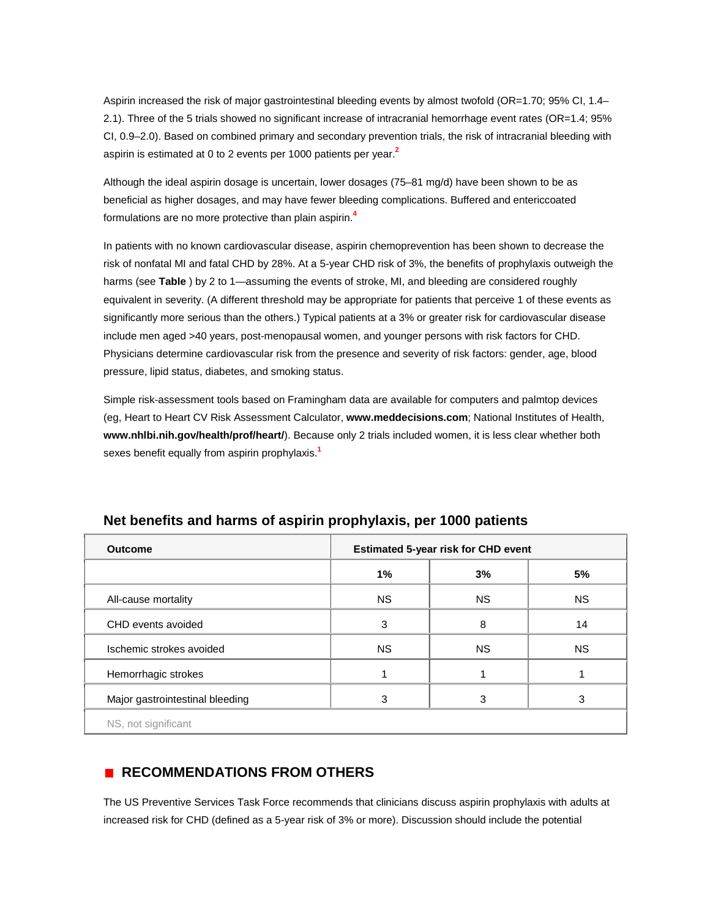Aspirin increased the risk of major gastrointestinal bleeding events by almost twofold (OR=1.70; 95% CI, 1.4–2.1). Three of the 5 trials showed no significant increase of intracranial hemorrhage event rates (OR=1.4; 95% CI, 0.9–2.0). Based on combined primary and secondary prevention trials, the risk of intracranial bleeding with aspirin is estimated at 0 to 2 events per 1000 patients per year.[2]

Although the ideal aspirin dosage is uncertain, lower dosages (75–81 mg/d) have been shown to be as beneficial as higher dosages, and may have fewer bleeding complications. Buffered and entericcoated formulations are no more protective than plain aspirin.[4]

In patients with no known cardiovascular disease, aspirin chemoprevention has been shown to decrease the risk of nonfatal MI and fatal CHD by 28%. At a 5-year CHD risk of 3%, the benefits of prophylaxis outweigh the harms (see **Table** ) by 2 to 1—assuming the events of stroke, MI, and bleeding are considered roughly equivalent in severity. (A different threshold may be appropriate for patients that perceive 1 of these events as significantly more serious than the others.) Typical patients at a 3% or greater risk for cardiovascular disease include men aged >40 years, post-menopausal women, and younger persons with risk factors for CHD. Physicians determine cardiovascular risk from the presence and severity of risk factors: gender, age, blood pressure, lipid status, diabetes, and smoking status.

Simple risk-assessment tools based on Framingham data are available for computers and palmtop devices (eg, Heart to Heart CV Risk Assessment Calculator, **www.meddecisions.com**; National Institutes of Health, **www.nhlbi.nih.gov/health/prof/heart/**). Because only 2 trials included women, it is less clear whether both sexes benefit equally from aspirin prophylaxis.[1]

### Net benefits and harms of aspirin prophylaxis, per 1000 patients

| Outcome | Estimated 5-year risk for CHD event | | |
|---|---|---|---|
| | **1%** | **3%** | **5%** |
| All-cause mortality | NS | NS | NS |
| CHD events avoided | 3 | 8 | 14 |
| Ischemic strokes avoided | NS | NS | NS |
| Hemorrhagic strokes | 1 | 1 | 1 |
| Major gastrointestinal bleeding | 3 | 3 | 3 |

NS, not significant

## RECOMMENDATIONS FROM OTHERS

The US Preventive Services Task Force recommends that clinicians discuss aspirin prophylaxis with adults at increased risk for CHD (defined as a 5-year risk of 3% or more). Discussion should include the potential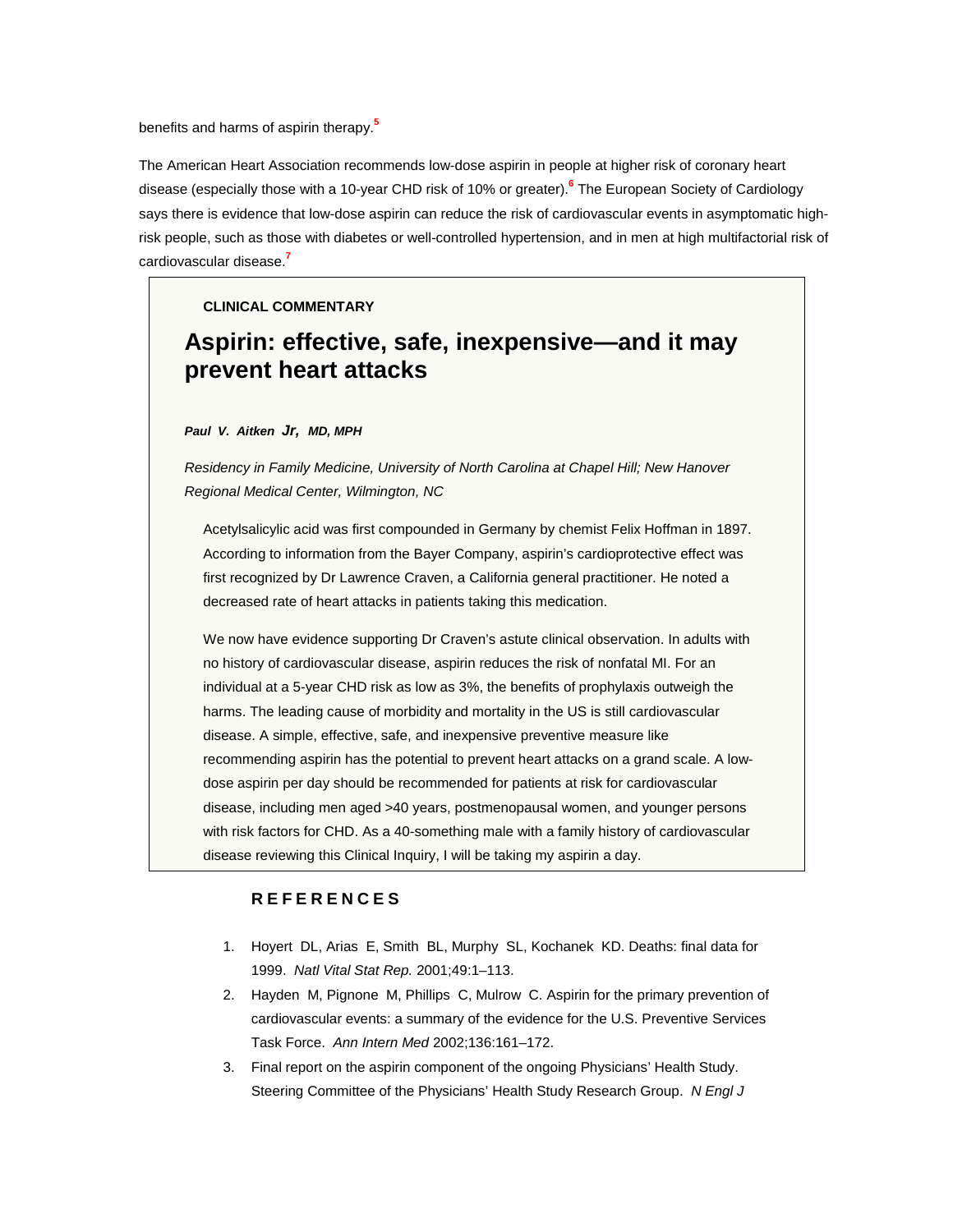benefits and harms of aspirin therapy.[5]

The American Heart Association recommends low-dose aspirin in people at higher risk of coronary heart disease (especially those with a 10-year CHD risk of 10% or greater).[6] The European Society of Cardiology says there is evidence that low-dose aspirin can reduce the risk of cardiovascular events in asymptomatic high-risk people, such as those with diabetes or well-controlled hypertension, and in men at high multifactorial risk of cardiovascular disease.[7]

**CLINICAL COMMENTARY**

## Aspirin: effective, safe, inexpensive—and it may prevent heart attacks

***Paul V. Aitken Jr, MD, MPH***

*Residency in Family Medicine, University of North Carolina at Chapel Hill; New Hanover Regional Medical Center, Wilmington, NC*

Acetylsalicylic acid was first compounded in Germany by chemist Felix Hoffman in 1897. According to information from the Bayer Company, aspirin's cardioprotective effect was first recognized by Dr Lawrence Craven, a California general practitioner. He noted a decreased rate of heart attacks in patients taking this medication.

We now have evidence supporting Dr Craven's astute clinical observation. In adults with no history of cardiovascular disease, aspirin reduces the risk of nonfatal MI. For an individual at a 5-year CHD risk as low as 3%, the benefits of prophylaxis outweigh the harms. The leading cause of morbidity and mortality in the US is still cardiovascular disease. A simple, effective, safe, and inexpensive preventive measure like recommending aspirin has the potential to prevent heart attacks on a grand scale. A low-dose aspirin per day should be recommended for patients at risk for cardiovascular disease, including men aged >40 years, postmenopausal women, and younger persons with risk factors for CHD. As a 40-something male with a family history of cardiovascular disease reviewing this Clinical Inquiry, I will be taking my aspirin a day.

### REFERENCES

1. Hoyert DL, Arias E, Smith BL, Murphy SL, Kochanek KD. Deaths: final data for 1999. *Natl Vital Stat Rep.* 2001;49:1–113.
2. Hayden M, Pignone M, Phillips C, Mulrow C. Aspirin for the primary prevention of cardiovascular events: a summary of the evidence for the U.S. Preventive Services Task Force. *Ann Intern Med* 2002;136:161–172.
3. Final report on the aspirin component of the ongoing Physicians' Health Study. Steering Committee of the Physicians' Health Study Research Group. *N Engl J*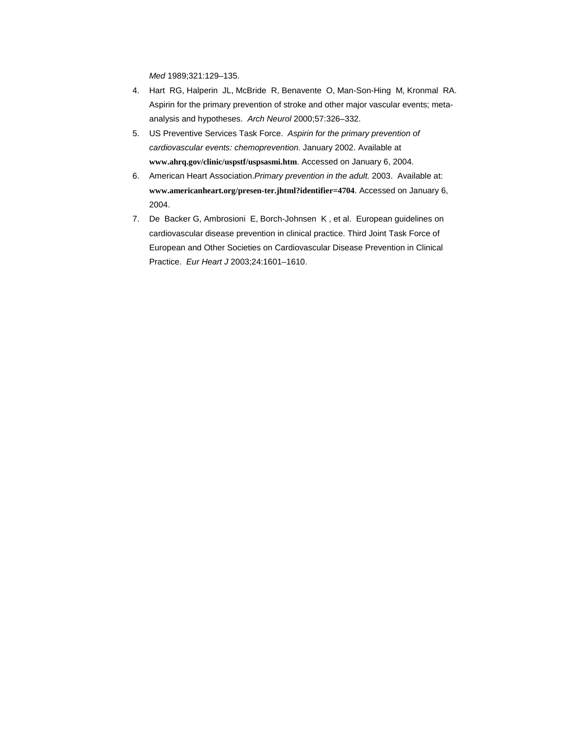*Med* 1989;321:129–135.

4. Hart RG, Halperin JL, McBride R, Benavente O, Man-Son-Hing M, Kronmal RA. Aspirin for the primary prevention of stroke and other major vascular events; meta-analysis and hypotheses. *Arch Neurol* 2000;57:326–332.
5. US Preventive Services Task Force. *Aspirin for the primary prevention of cardiovascular events: chemoprevention.* January 2002. Available at **www.ahrq.gov/clinic/uspstf/uspsasmi.htm**. Accessed on January 6, 2004.
6. American Heart Association.*Primary prevention in the adult.* 2003. Available at: **www.americanheart.org/presen-ter.jhtml?identifier=4704**. Accessed on January 6, 2004.
7. De Backer G, Ambrosioni E, Borch-Johnsen K , et al. European guidelines on cardiovascular disease prevention in clinical practice. Third Joint Task Force of European and Other Societies on Cardiovascular Disease Prevention in Clinical Practice. *Eur Heart J* 2003;24:1601–1610.